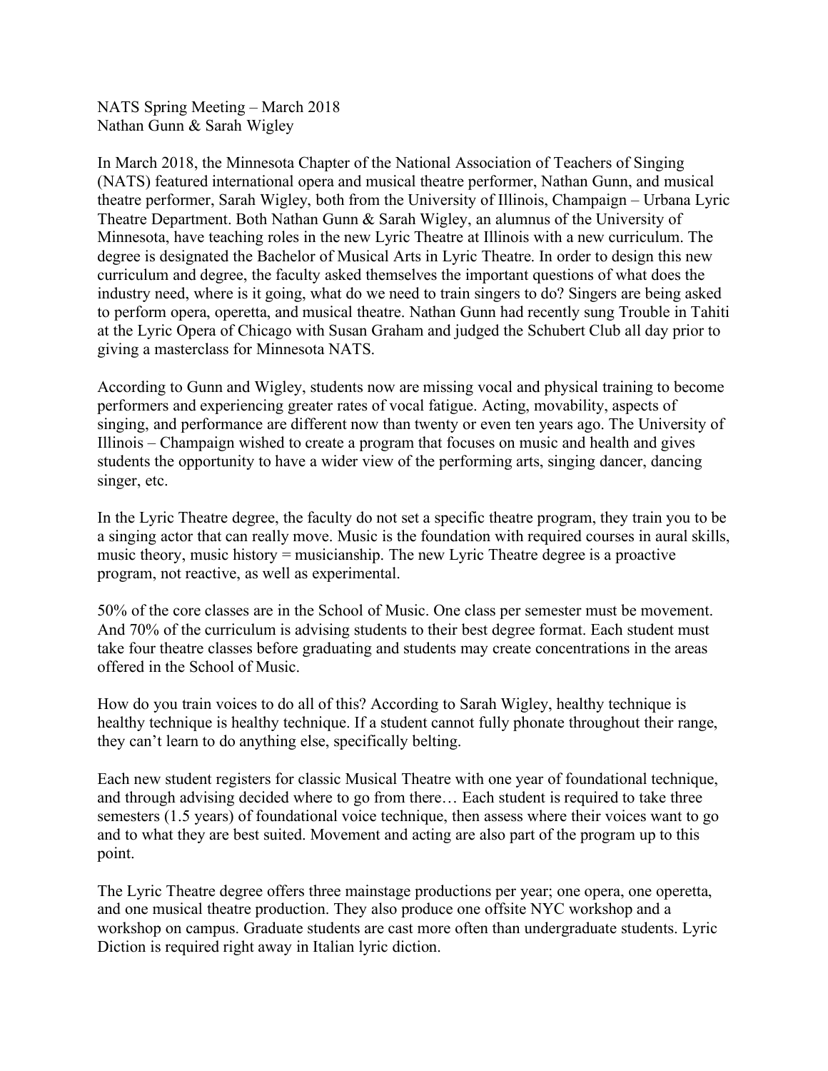NATS Spring Meeting – March 2018
Nathan Gunn & Sarah Wigley

In March 2018, the Minnesota Chapter of the National Association of Teachers of Singing (NATS) featured international opera and musical theatre performer, Nathan Gunn, and musical theatre performer, Sarah Wigley, both from the University of Illinois, Champaign – Urbana Lyric Theatre Department. Both Nathan Gunn & Sarah Wigley, an alumnus of the University of Minnesota, have teaching roles in the new Lyric Theatre at Illinois with a new curriculum. The degree is designated the Bachelor of Musical Arts in Lyric Theatre. In order to design this new curriculum and degree, the faculty asked themselves the important questions of what does the industry need, where is it going, what do we need to train singers to do? Singers are being asked to perform opera, operetta, and musical theatre. Nathan Gunn had recently sung Trouble in Tahiti at the Lyric Opera of Chicago with Susan Graham and judged the Schubert Club all day prior to giving a masterclass for Minnesota NATS.

According to Gunn and Wigley, students now are missing vocal and physical training to become performers and experiencing greater rates of vocal fatigue. Acting, movability, aspects of singing, and performance are different now than twenty or even ten years ago. The University of Illinois – Champaign wished to create a program that focuses on music and health and gives students the opportunity to have a wider view of the performing arts, singing dancer, dancing singer, etc.

In the Lyric Theatre degree, the faculty do not set a specific theatre program, they train you to be a singing actor that can really move. Music is the foundation with required courses in aural skills, music theory, music history = musicianship. The new Lyric Theatre degree is a proactive program, not reactive, as well as experimental.

50% of the core classes are in the School of Music. One class per semester must be movement. And 70% of the curriculum is advising students to their best degree format. Each student must take four theatre classes before graduating and students may create concentrations in the areas offered in the School of Music.

How do you train voices to do all of this? According to Sarah Wigley, healthy technique is healthy technique is healthy technique. If a student cannot fully phonate throughout their range, they can't learn to do anything else, specifically belting.

Each new student registers for classic Musical Theatre with one year of foundational technique, and through advising decided where to go from there… Each student is required to take three semesters (1.5 years) of foundational voice technique, then assess where their voices want to go and to what they are best suited. Movement and acting are also part of the program up to this point.

The Lyric Theatre degree offers three mainstage productions per year; one opera, one operetta, and one musical theatre production. They also produce one offsite NYC workshop and a workshop on campus. Graduate students are cast more often than undergraduate students. Lyric Diction is required right away in Italian lyric diction.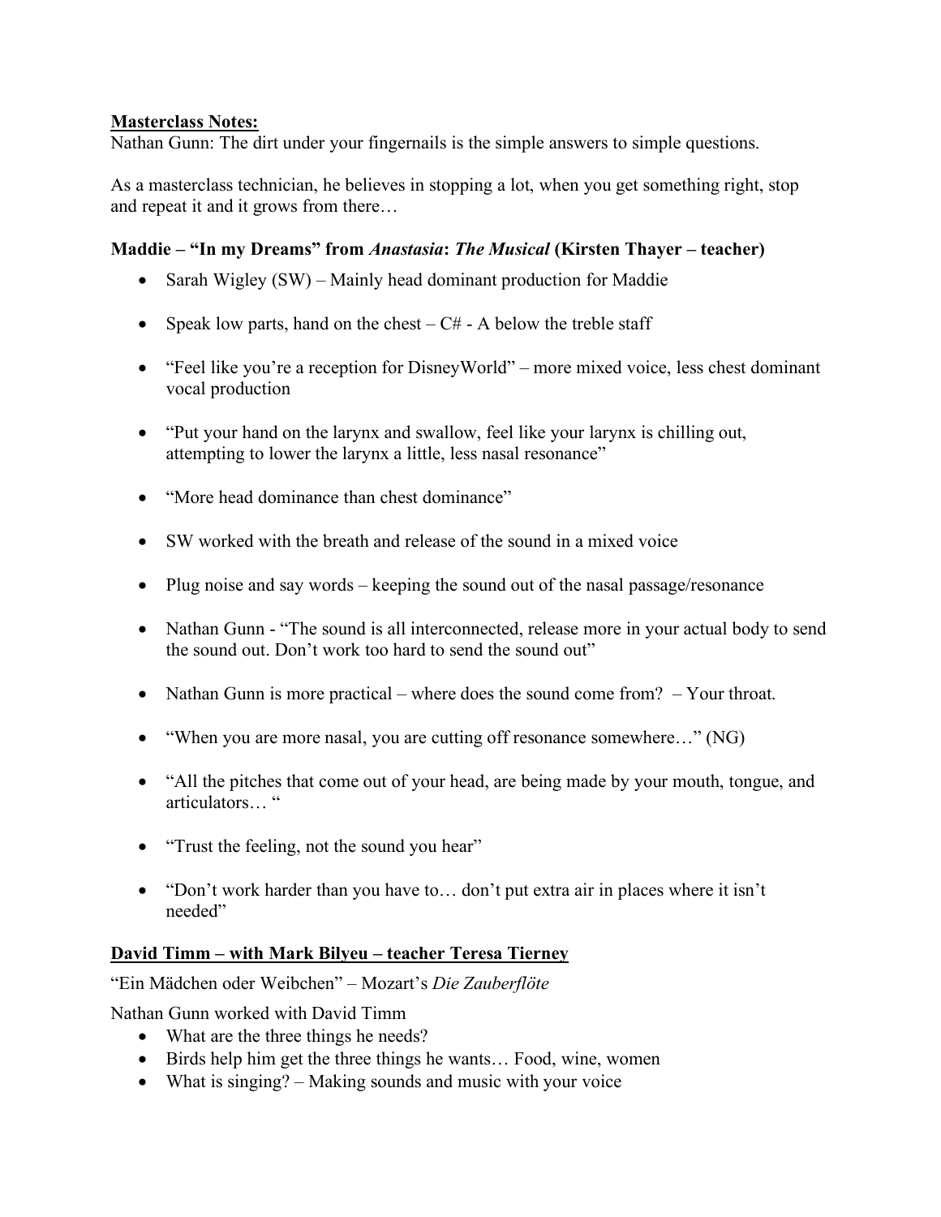**<u>Masterclass Notes:</u>**
Nathan Gunn: The dirt under your fingernails is the simple answers to simple questions.

As a masterclass technician, he believes in stopping a lot, when you get something right, stop and repeat it and it grows from there…

**Maddie – "In my Dreams" from *Anastasia*: *The Musical* (Kirsten Thayer – teacher)**

- Sarah Wigley (SW) – Mainly head dominant production for Maddie
- Speak low parts, hand on the chest – C# - A below the treble staff
- "Feel like you're a reception for DisneyWorld" – more mixed voice, less chest dominant vocal production
- "Put your hand on the larynx and swallow, feel like your larynx is chilling out, attempting to lower the larynx a little, less nasal resonance"
- "More head dominance than chest dominance"
- SW worked with the breath and release of the sound in a mixed voice
- Plug noise and say words – keeping the sound out of the nasal passage/resonance
- Nathan Gunn - "The sound is all interconnected, release more in your actual body to send the sound out. Don't work too hard to send the sound out"
- Nathan Gunn is more practical – where does the sound come from? – Your throat.
- "When you are more nasal, you are cutting off resonance somewhere…" (NG)
- "All the pitches that come out of your head, are being made by your mouth, tongue, and articulators… "
- "Trust the feeling, not the sound you hear"
- "Don't work harder than you have to… don't put extra air in places where it isn't needed"

**<u>David Timm – with Mark Bilyeu – teacher Teresa Tierney</u>**

"Ein Mädchen oder Weibchen" – Mozart's *Die Zauberflöte*

Nathan Gunn worked with David Timm

- What are the three things he needs?
- Birds help him get the three things he wants… Food, wine, women
- What is singing? – Making sounds and music with your voice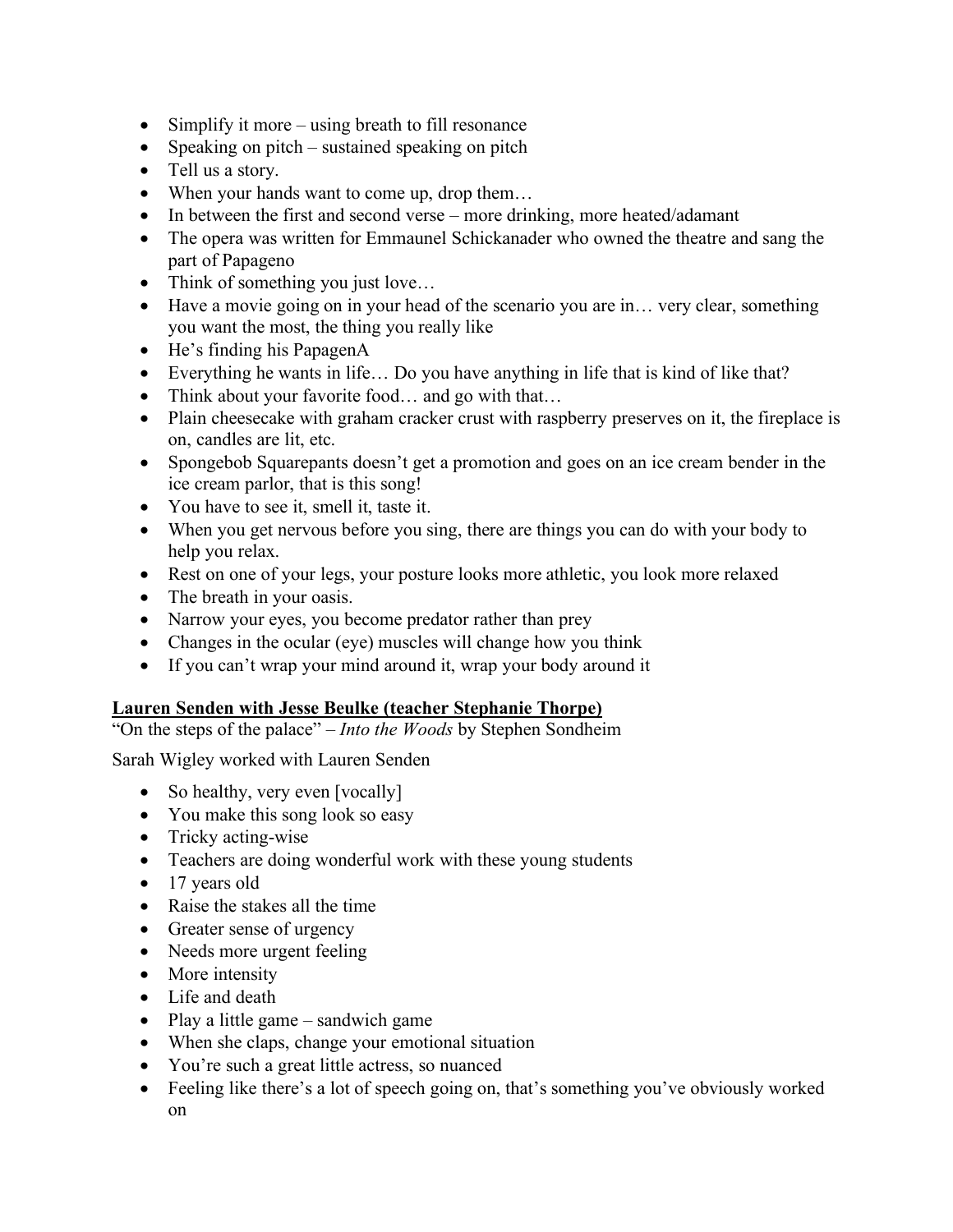- Simplify it more – using breath to fill resonance
- Speaking on pitch – sustained speaking on pitch
- Tell us a story.
- When your hands want to come up, drop them…
- In between the first and second verse – more drinking, more heated/adamant
- The opera was written for Emmaunel Schickanader who owned the theatre and sang the part of Papageno
- Think of something you just love…
- Have a movie going on in your head of the scenario you are in… very clear, something you want the most, the thing you really like
- He's finding his PapagenA
- Everything he wants in life… Do you have anything in life that is kind of like that?
- Think about your favorite food… and go with that…
- Plain cheesecake with graham cracker crust with raspberry preserves on it, the fireplace is on, candles are lit, etc.
- Spongebob Squarepants doesn't get a promotion and goes on an ice cream bender in the ice cream parlor, that is this song!
- You have to see it, smell it, taste it.
- When you get nervous before you sing, there are things you can do with your body to help you relax.
- Rest on one of your legs, your posture looks more athletic, you look more relaxed
- The breath in your oasis.
- Narrow your eyes, you become predator rather than prey
- Changes in the ocular (eye) muscles will change how you think
- If you can't wrap your mind around it, wrap your body around it

**Lauren Senden with Jesse Beulke (teacher Stephanie Thorpe)**

"On the steps of the palace" – *Into the Woods* by Stephen Sondheim

Sarah Wigley worked with Lauren Senden

- So healthy, very even [vocally]
- You make this song look so easy
- Tricky acting-wise
- Teachers are doing wonderful work with these young students
- 17 years old
- Raise the stakes all the time
- Greater sense of urgency
- Needs more urgent feeling
- More intensity
- Life and death
- Play a little game – sandwich game
- When she claps, change your emotional situation
- You're such a great little actress, so nuanced
- Feeling like there's a lot of speech going on, that's something you've obviously worked on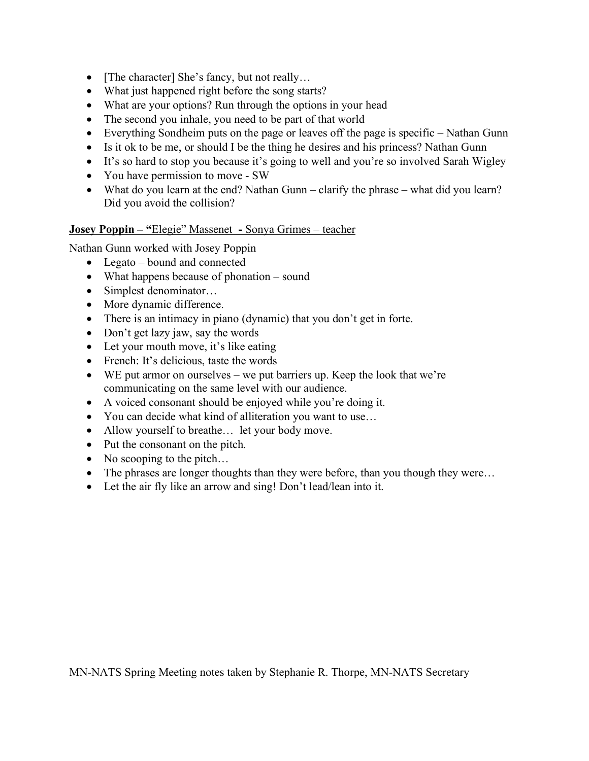- [The character] She's fancy, but not really…
- What just happened right before the song starts?
- What are your options? Run through the options in your head
- The second you inhale, you need to be part of that world
- Everything Sondheim puts on the page or leaves off the page is specific – Nathan Gunn
- Is it ok to be me, or should I be the thing he desires and his princess? Nathan Gunn
- It's so hard to stop you because it's going to well and you're so involved Sarah Wigley
- You have permission to move - SW
- What do you learn at the end? Nathan Gunn – clarify the phrase – what did you learn? Did you avoid the collision?

**Josey Poppin – "**Elegie" Massenet **-** Sonya Grimes – teacher

Nathan Gunn worked with Josey Poppin

- Legato – bound and connected
- What happens because of phonation – sound
- Simplest denominator…
- More dynamic difference.
- There is an intimacy in piano (dynamic) that you don't get in forte.
- Don't get lazy jaw, say the words
- Let your mouth move, it's like eating
- French: It's delicious, taste the words
- WE put armor on ourselves – we put barriers up. Keep the look that we're communicating on the same level with our audience.
- A voiced consonant should be enjoyed while you're doing it.
- You can decide what kind of alliteration you want to use…
- Allow yourself to breathe… let your body move.
- Put the consonant on the pitch.
- No scooping to the pitch…
- The phrases are longer thoughts than they were before, than you though they were…
- Let the air fly like an arrow and sing! Don't lead/lean into it.

MN-NATS Spring Meeting notes taken by Stephanie R. Thorpe, MN-NATS Secretary